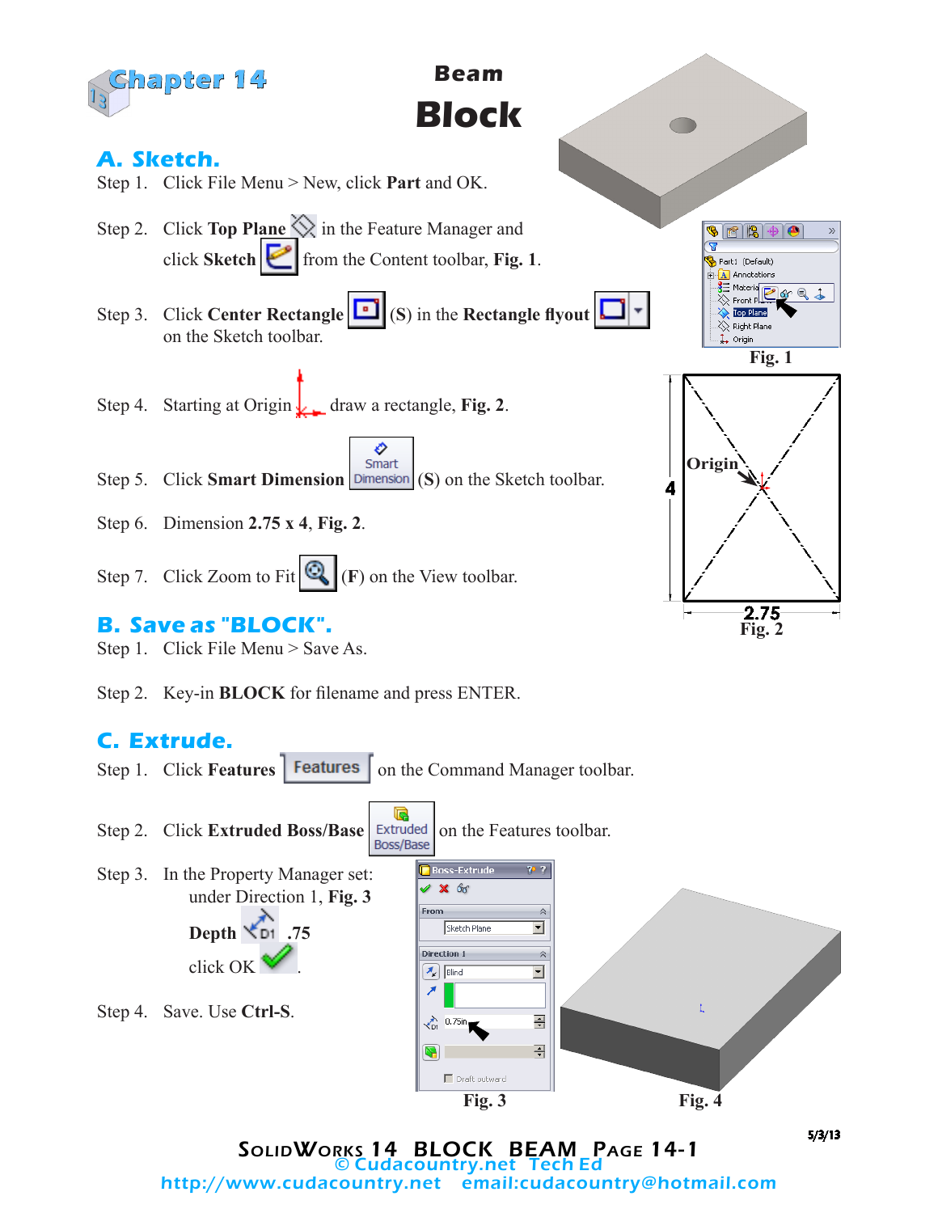# Chapter 14

## Beam
# Block

## A. Sketch.

Step 1. Click File Menu > New, click **Part** and OK.

Step 2. Click **Top Plane** in the Feature Manager and click **Sketch** from the Content toolbar, **Fig. 1**.

Step 3. Click **Center Rectangle** (S) in the **Rectangle flyout** on the Sketch toolbar.

Step 4. Starting at Origin draw a rectangle, **Fig. 2**.

Step 5. Click **Smart Dimension** (**S**) on the Sketch toolbar.

Step 6. Dimension **2.75 x 4**, **Fig. 2**.

Step 7. Click Zoom to Fit (**F**) on the View toolbar.

**Fig. 1**

Origin

4

2.75

**Fig. 2**

## B. Save as "BLOCK".

Step 1. Click File Menu > Save As.

Step 2. Key-in **BLOCK** for filename and press ENTER.

## C. Extrude.

Step 1. Click **Features** on the Command Manager toolbar.

Step 2. Click **Extruded Boss/Base** on the Features toolbar.

Step 3. In the Property Manager set: under Direction 1, **Fig. 3**

**Depth** **.75**

click OK.

Step 4. Save. Use **Ctrl-S**.

**Fig. 3**

**Fig. 4**

5/3/13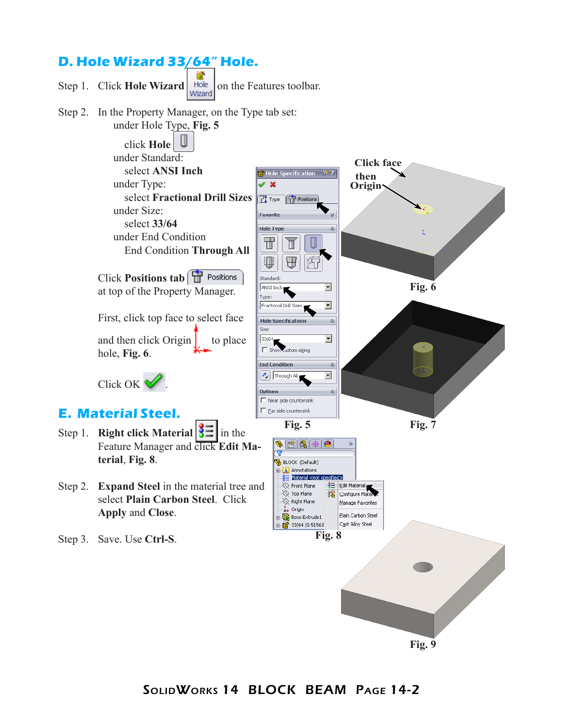## D. Hole Wizard 33/64" Hole.

Step 1. Click **Hole Wizard** on the Features toolbar.

Step 2. In the Property Manager, on the Type tab set:
under Hole Type, **Fig. 5**
click **Hole**
under Standard:
select **ANSI Inch**
under Type:
select **Fractional Drill Sizes**
under Size:
select **33/64**
under End Condition
End Condition **Through All**

Click **Positions tab** at top of the Property Manager.

First, click top face to select face and then click Origin to place hole, **Fig. 6**.

Click OK.

## E. Material Steel.

Step 1. **Right click Material** in the Feature Manager and click **Edit Material**, **Fig. 8**.

Step 2. **Expand Steel** in the material tree and select **Plain Carbon Steel**. Click **Apply** and **Close**.

Step 3. Save. Use **Ctrl-S**.

Click face
then
Origin

Fig. 5

Fig. 6

Fig. 7

Fig. 8

Fig. 9